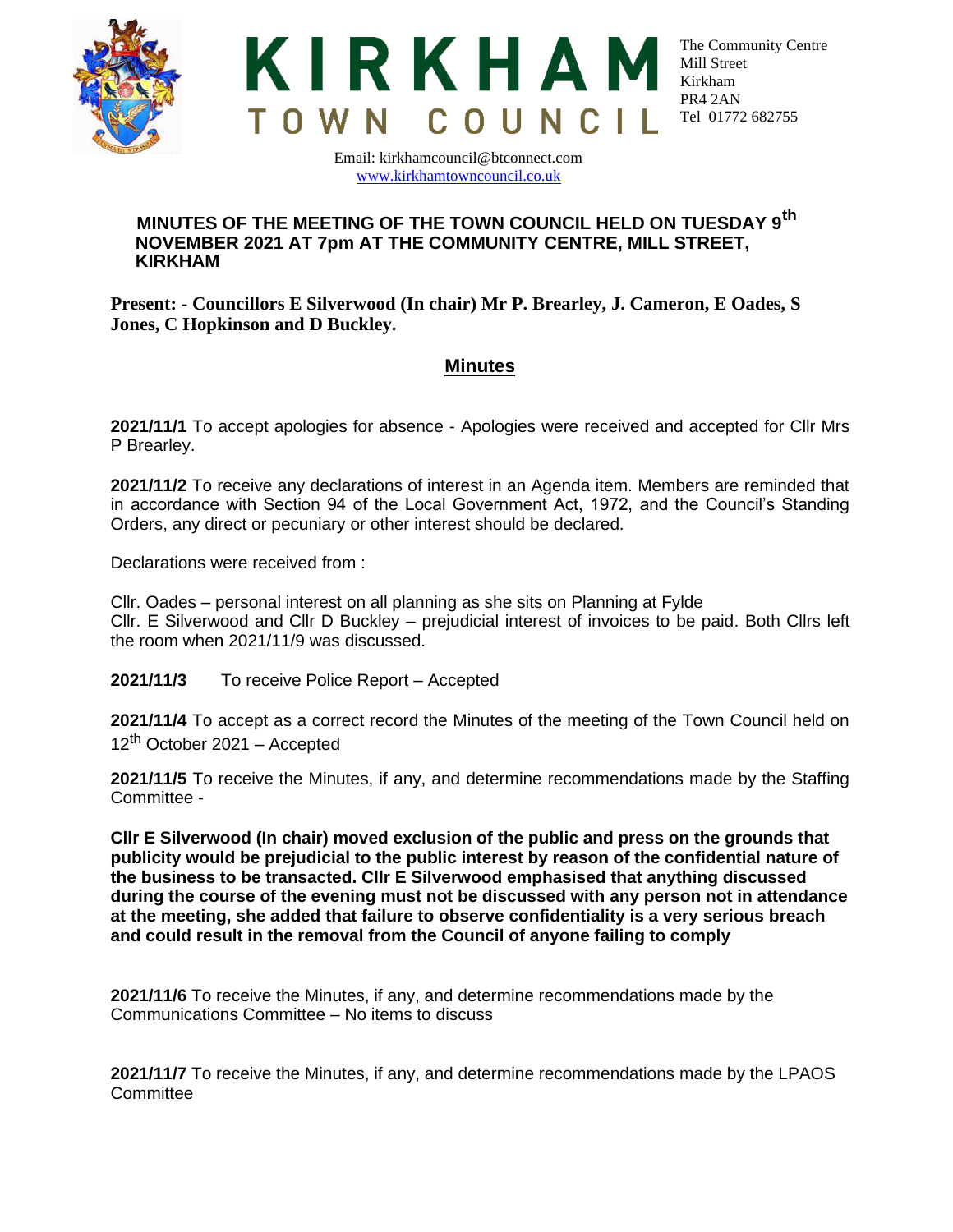# KIRKHAM TOWN COUNCIL

The Community Centre
Mill Street
Kirkham
PR4 2AN
Tel 01772 682755

Email: kirkhamcouncil@btconnect.com
www.kirkhamtowncouncil.co.uk

## MINUTES OF THE MEETING OF THE TOWN COUNCIL HELD ON TUESDAY 9th NOVEMBER 2021 AT 7pm AT THE COMMUNITY CENTRE, MILL STREET, KIRKHAM

**Present: - Councillors E Silverwood (In chair) Mr P. Brearley, J. Cameron, E Oades, S Jones, C Hopkinson and D Buckley.**

## Minutes

**2021/11/1** To accept apologies for absence - Apologies were received and accepted for Cllr Mrs P Brearley.

**2021/11/2** To receive any declarations of interest in an Agenda item. Members are reminded that in accordance with Section 94 of the Local Government Act, 1972, and the Council's Standing Orders, any direct or pecuniary or other interest should be declared.

Declarations were received from :

Cllr. Oades – personal interest on all planning as she sits on Planning at Fylde
Cllr. E Silverwood and Cllr D Buckley – prejudicial interest of invoices to be paid. Both Cllrs left the room when 2021/11/9 was discussed.

**2021/11/3** To receive Police Report – Accepted

**2021/11/4** To accept as a correct record the Minutes of the meeting of the Town Council held on 12th October 2021 – Accepted

**2021/11/5** To receive the Minutes, if any, and determine recommendations made by the Staffing Committee -

**Cllr E Silverwood (In chair) moved exclusion of the public and press on the grounds that publicity would be prejudicial to the public interest by reason of the confidential nature of the business to be transacted. Cllr E Silverwood emphasised that anything discussed during the course of the evening must not be discussed with any person not in attendance at the meeting, she added that failure to observe confidentiality is a very serious breach and could result in the removal from the Council of anyone failing to comply**

**2021/11/6** To receive the Minutes, if any, and determine recommendations made by the Communications Committee – No items to discuss

**2021/11/7** To receive the Minutes, if any, and determine recommendations made by the LPAOS Committee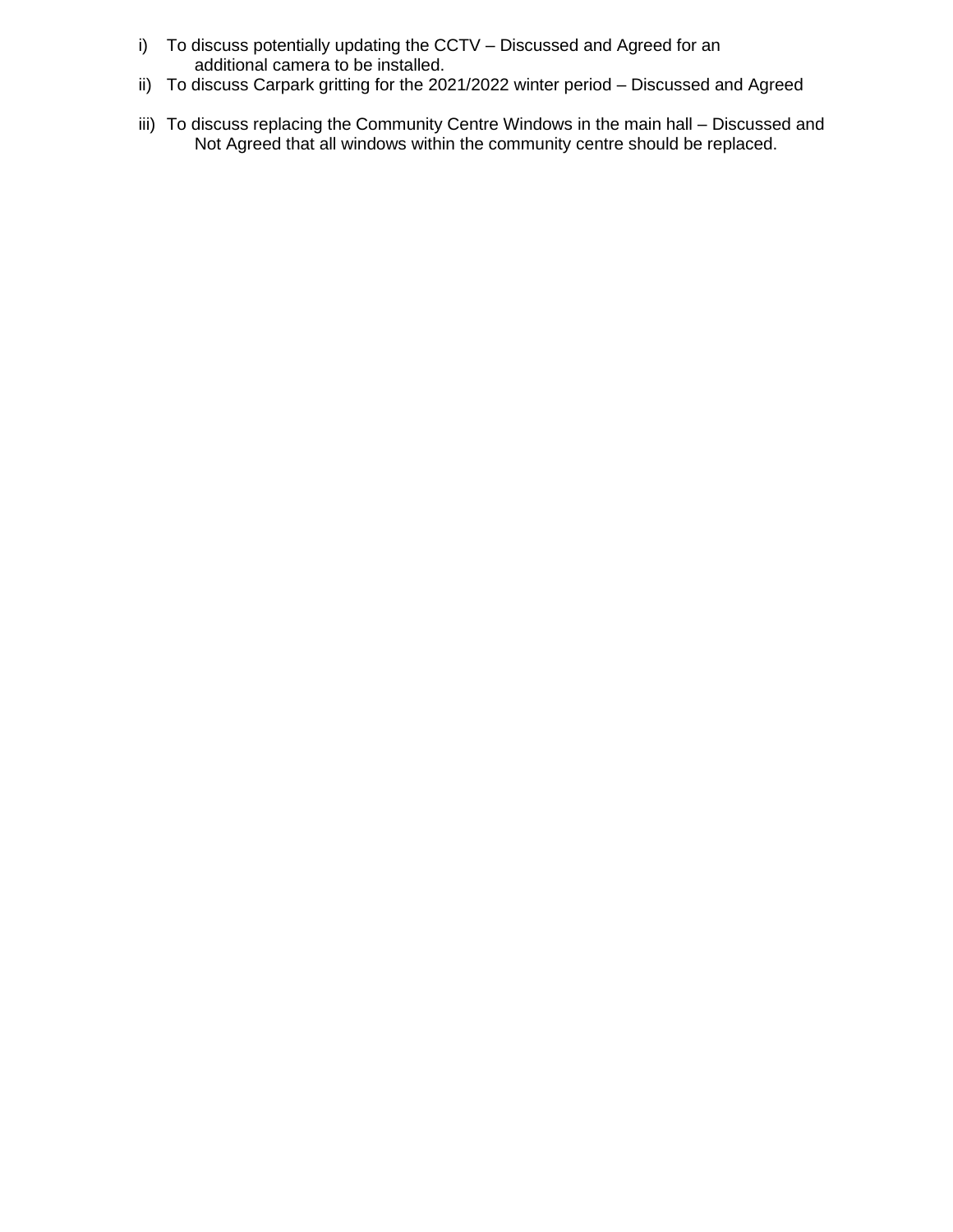i) To discuss potentially updating the CCTV – Discussed and Agreed for an additional camera to be installed.
ii) To discuss Carpark gritting for the 2021/2022 winter period – Discussed and Agreed
iii) To discuss replacing the Community Centre Windows in the main hall – Discussed and Not Agreed that all windows within the community centre should be replaced.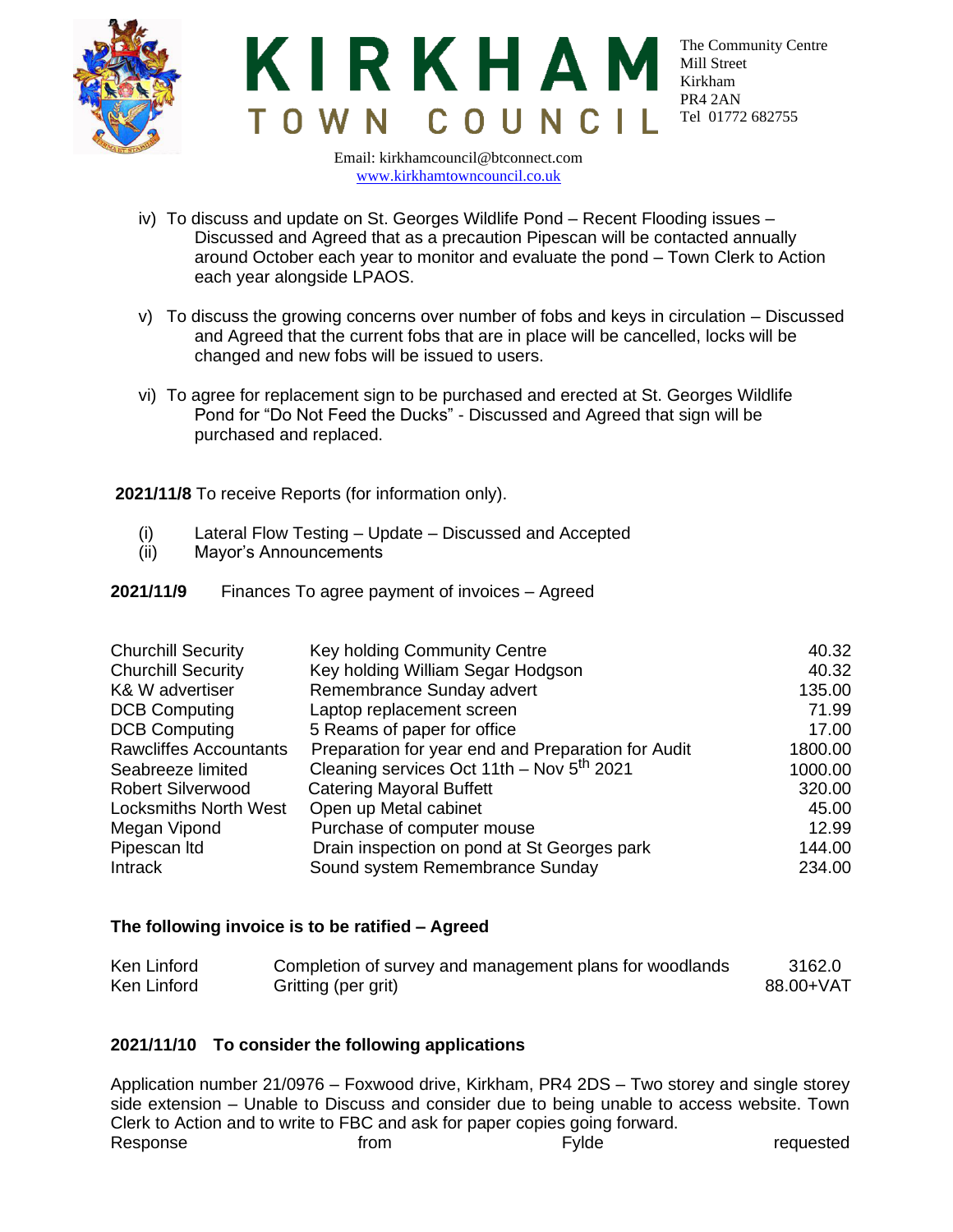- iv) To discuss and update on St. Georges Wildlife Pond – Recent Flooding issues – Discussed and Agreed that as a precaution Pipescan will be contacted annually around October each year to monitor and evaluate the pond – Town Clerk to Action each year alongside LPAOS.

- v) To discuss the growing concerns over number of fobs and keys in circulation – Discussed and Agreed that the current fobs that are in place will be cancelled, locks will be changed and new fobs will be issued to users.

- vi) To agree for replacement sign to be purchased and erected at St. Georges Wildlife Pond for "Do Not Feed the Ducks" - Discussed and Agreed that sign will be purchased and replaced.

**2021/11/8** To receive Reports (for information only).

- (i) Lateral Flow Testing – Update – Discussed and Accepted
- (ii) Mayor's Announcements

**2021/11/9** Finances To agree payment of invoices – Agreed

| | | |
|---|---|---|
| Churchill Security | Key holding Community Centre | 40.32 |
| Churchill Security | Key holding William Segar Hodgson | 40.32 |
| K& W advertiser | Remembrance Sunday advert | 135.00 |
| DCB Computing | Laptop replacement screen | 71.99 |
| DCB Computing | 5 Reams of paper for office | 17.00 |
| Rawcliffes Accountants | Preparation for year end and Preparation for Audit | 1800.00 |
| Seabreeze limited | Cleaning services Oct 11th – Nov 5th 2021 | 1000.00 |
| Robert Silverwood | Catering Mayoral Buffett | 320.00 |
| Locksmiths North West | Open up Metal cabinet | 45.00 |
| Megan Vipond | Purchase of computer mouse | 12.99 |
| Pipescan ltd | Drain inspection on pond at St Georges park | 144.00 |
| Intrack | Sound system Remembrance Sunday | 234.00 |

**The following invoice is to be ratified – Agreed**

| | | |
|---|---|---|
| Ken Linford | Completion of survey and management plans for woodlands | 3162.0 |
| Ken Linford | Gritting (per grit) | 88.00+VAT |

**2021/11/10 To consider the following applications**

Application number 21/0976 – Foxwood drive, Kirkham, PR4 2DS – Two storey and single storey side extension – Unable to Discuss and consider due to being unable to access website. Town Clerk to Action and to write to FBC and ask for paper copies going forward. Response from Fylde requested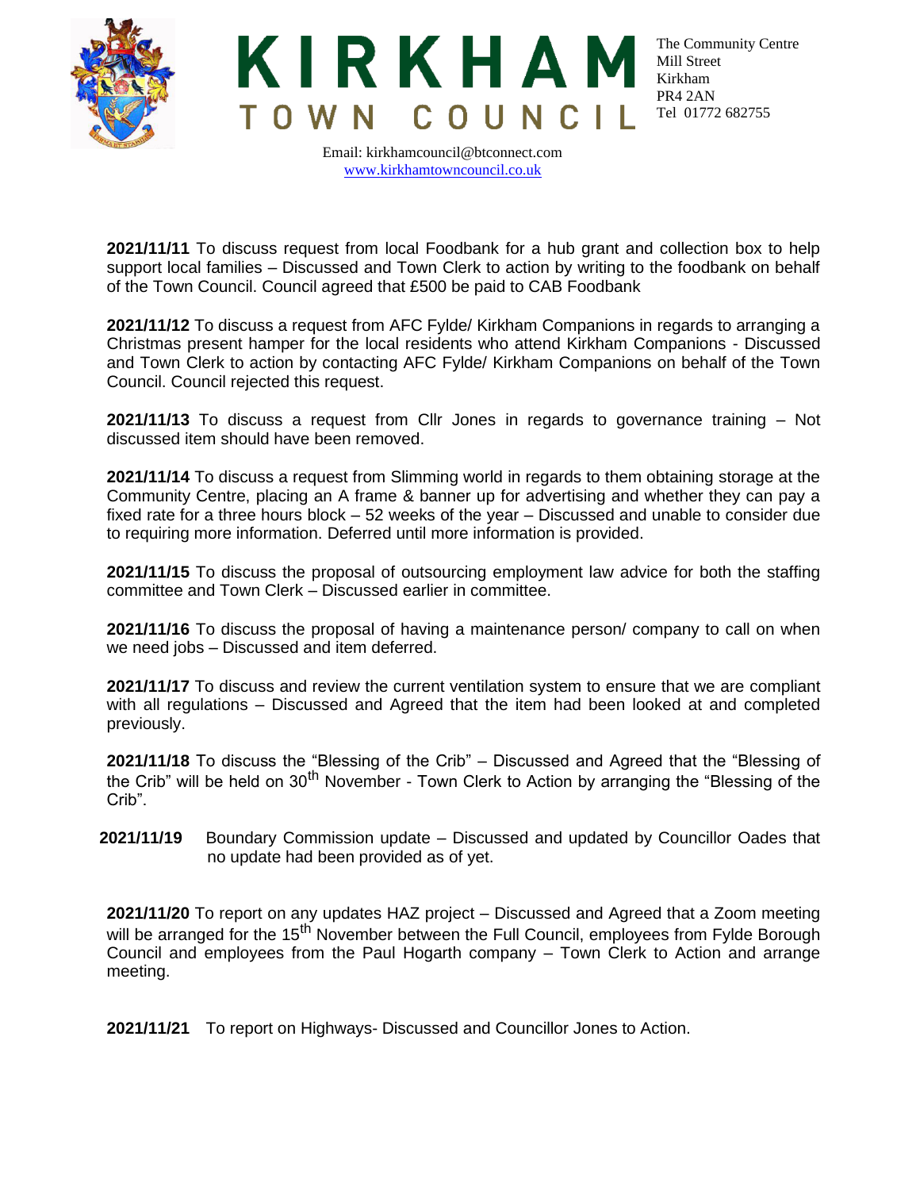**KIRKHAM TOWN COUNCIL**

The Community Centre
Mill Street
Kirkham
PR4 2AN
Tel 01772 682755

Email: kirkhamcouncil@btconnect.com
www.kirkhamtowncouncil.co.uk

**2021/11/11** To discuss request from local Foodbank for a hub grant and collection box to help support local families – Discussed and Town Clerk to action by writing to the foodbank on behalf of the Town Council. Council agreed that £500 be paid to CAB Foodbank

**2021/11/12** To discuss a request from AFC Fylde/ Kirkham Companions in regards to arranging a Christmas present hamper for the local residents who attend Kirkham Companions - Discussed and Town Clerk to action by contacting AFC Fylde/ Kirkham Companions on behalf of the Town Council. Council rejected this request.

**2021/11/13** To discuss a request from Cllr Jones in regards to governance training – Not discussed item should have been removed.

**2021/11/14** To discuss a request from Slimming world in regards to them obtaining storage at the Community Centre, placing an A frame & banner up for advertising and whether they can pay a fixed rate for a three hours block – 52 weeks of the year – Discussed and unable to consider due to requiring more information. Deferred until more information is provided.

**2021/11/15** To discuss the proposal of outsourcing employment law advice for both the staffing committee and Town Clerk – Discussed earlier in committee.

**2021/11/16** To discuss the proposal of having a maintenance person/ company to call on when we need jobs – Discussed and item deferred.

**2021/11/17** To discuss and review the current ventilation system to ensure that we are compliant with all regulations – Discussed and Agreed that the item had been looked at and completed previously.

**2021/11/18** To discuss the "Blessing of the Crib" – Discussed and Agreed that the "Blessing of the Crib" will be held on 30th November - Town Clerk to Action by arranging the "Blessing of the Crib".

**2021/11/19** Boundary Commission update – Discussed and updated by Councillor Oades that no update had been provided as of yet.

**2021/11/20** To report on any updates HAZ project – Discussed and Agreed that a Zoom meeting will be arranged for the 15th November between the Full Council, employees from Fylde Borough Council and employees from the Paul Hogarth company – Town Clerk to Action and arrange meeting.

**2021/11/21** To report on Highways- Discussed and Councillor Jones to Action.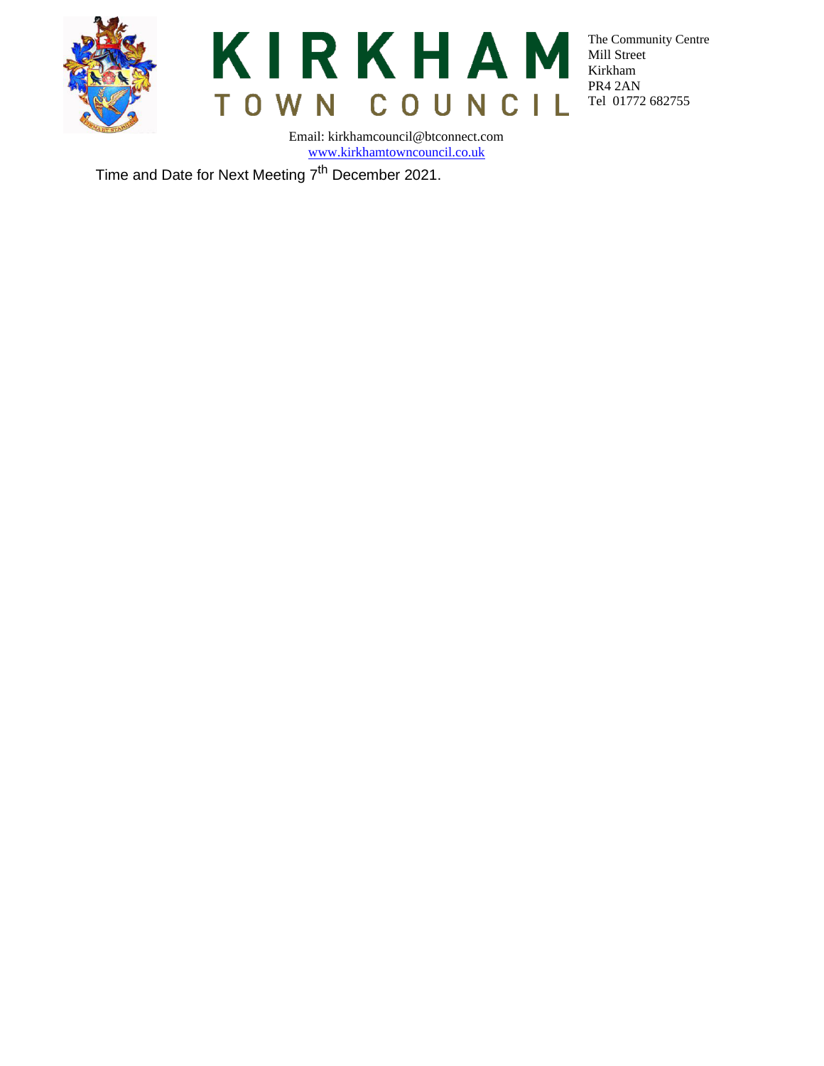# KIRKHAM
## TOWN COUNCIL

The Community Centre
Mill Street
Kirkham
PR4 2AN
Tel 01772 682755

Email: kirkhamcouncil@btconnect.com
www.kirkhamtowncouncil.co.uk

Time and Date for Next Meeting 7th December 2021.